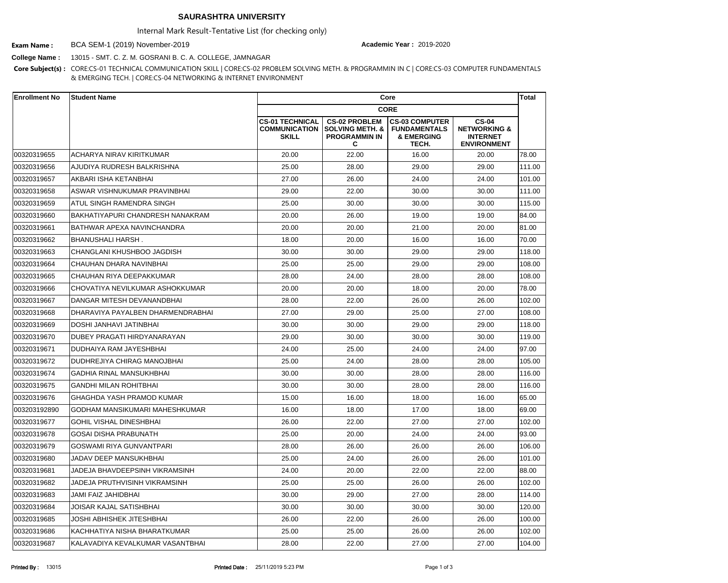# SAURASHTRA UNIVERSITY

Internal Mark Result-Tentative List (for checking only)

**Exam Name :** BCA SEM-1 (2019) November-2019 **Academic Year :** 2019-2020

**College Name :** 13015 - SMT. C. Z. M. GOSRANI B. C. A. COLLEGE, JAMNAGAR

**Core Subject(s) :** CORE:CS-01 TECHNICAL COMMUNICATION SKILL | CORE:CS-02 PROBLEM SOLVING METH. & PROGRAMMIN IN C | CORE:CS-03 COMPUTER FUNDAMENTALS & EMERGING TECH. | CORE:CS-04 NETWORKING & INTERNET ENVIRONMENT

| Enrollment No | Student Name | Core | | | | Total |
|---|---|---|---|---|---|---|
| | | CORE | | | | |
| | | CS-01 TECHNICAL COMMUNICATION SKILL | CS-02 PROBLEM SOLVING METH. & PROGRAMMIN IN C | CS-03 COMPUTER FUNDAMENTALS & EMERGING TECH. | CS-04 NETWORKING & INTERNET ENVIRONMENT | |
| 00320319655 | ACHARYA NIRAV KIRITKUMAR | 20.00 | 22.00 | 16.00 | 20.00 | 78.00 |
| 00320319656 | AJUDIYA RUDRESH BALKRISHNA | 25.00 | 28.00 | 29.00 | 29.00 | 111.00 |
| 00320319657 | AKBARI ISHA KETANBHAI | 27.00 | 26.00 | 24.00 | 24.00 | 101.00 |
| 00320319658 | ASWAR VISHNUKUMAR PRAVINBHAI | 29.00 | 22.00 | 30.00 | 30.00 | 111.00 |
| 00320319659 | ATUL SINGH RAMENDRA SINGH | 25.00 | 30.00 | 30.00 | 30.00 | 115.00 |
| 00320319660 | BAKHATIYAPURI CHANDRESH NANAKRAM | 20.00 | 26.00 | 19.00 | 19.00 | 84.00 |
| 00320319661 | BATHWAR APEXA NAVINCHANDRA | 20.00 | 20.00 | 21.00 | 20.00 | 81.00 |
| 00320319662 | BHANUSHALI HARSH . | 18.00 | 20.00 | 16.00 | 16.00 | 70.00 |
| 00320319663 | CHANGLANI KHUSHBOO JAGDISH | 30.00 | 30.00 | 29.00 | 29.00 | 118.00 |
| 00320319664 | CHAUHAN DHARA NAVINBHAI | 25.00 | 25.00 | 29.00 | 29.00 | 108.00 |
| 00320319665 | CHAUHAN RIYA DEEPAKKUMAR | 28.00 | 24.00 | 28.00 | 28.00 | 108.00 |
| 00320319666 | CHOVATIYA NEVILKUMAR ASHOKKUMAR | 20.00 | 20.00 | 18.00 | 20.00 | 78.00 |
| 00320319667 | DANGAR MITESH DEVANANDBHAI | 28.00 | 22.00 | 26.00 | 26.00 | 102.00 |
| 00320319668 | DHARAVIYA PAYALBEN DHARMENDRABHAI | 27.00 | 29.00 | 25.00 | 27.00 | 108.00 |
| 00320319669 | DOSHI JANHAVI JATINBHAI | 30.00 | 30.00 | 29.00 | 29.00 | 118.00 |
| 00320319670 | DUBEY PRAGATI HIRDYANARAYAN | 29.00 | 30.00 | 30.00 | 30.00 | 119.00 |
| 00320319671 | DUDHAIYA RAM JAYESHBHAI | 24.00 | 25.00 | 24.00 | 24.00 | 97.00 |
| 00320319672 | DUDHREJIYA CHIRAG MANOJBHAI | 25.00 | 24.00 | 28.00 | 28.00 | 105.00 |
| 00320319674 | GADHIA RINAL MANSUKHBHAI | 30.00 | 30.00 | 28.00 | 28.00 | 116.00 |
| 00320319675 | GANDHI MILAN ROHITBHAI | 30.00 | 30.00 | 28.00 | 28.00 | 116.00 |
| 00320319676 | GHAGHDA YASH PRAMOD KUMAR | 15.00 | 16.00 | 18.00 | 16.00 | 65.00 |
| 003203192890 | GODHAM MANSIKUMARI MAHESHKUMAR | 16.00 | 18.00 | 17.00 | 18.00 | 69.00 |
| 00320319677 | GOHIL VISHAL DINESHBHAI | 26.00 | 22.00 | 27.00 | 27.00 | 102.00 |
| 00320319678 | GOSAI DISHA PRABUNATH | 25.00 | 20.00 | 24.00 | 24.00 | 93.00 |
| 00320319679 | GOSWAMI RIYA GUNVANTPARI | 28.00 | 26.00 | 26.00 | 26.00 | 106.00 |
| 00320319680 | JADAV DEEP MANSUKHBHAI | 25.00 | 24.00 | 26.00 | 26.00 | 101.00 |
| 00320319681 | JADEJA BHAVDEEPSINH VIKRAMSINH | 24.00 | 20.00 | 22.00 | 22.00 | 88.00 |
| 00320319682 | JADEJA PRUTHVISINH VIKRAMSINH | 25.00 | 25.00 | 26.00 | 26.00 | 102.00 |
| 00320319683 | JAMI FAIZ JAHIDBHAI | 30.00 | 29.00 | 27.00 | 28.00 | 114.00 |
| 00320319684 | JOISAR KAJAL SATISHBHAI | 30.00 | 30.00 | 30.00 | 30.00 | 120.00 |
| 00320319685 | JOSHI ABHISHEK JITESHBHAI | 26.00 | 22.00 | 26.00 | 26.00 | 100.00 |
| 00320319686 | KACHHATIYA NISHA BHARATKUMAR | 25.00 | 25.00 | 26.00 | 26.00 | 102.00 |
| 00320319687 | KALAVADIYA KEVALKUMAR VASANTBHAI | 28.00 | 22.00 | 27.00 | 27.00 | 104.00 |

**Printed By :** 13015 **Printed Date :** 25/11/2019 5:23 PM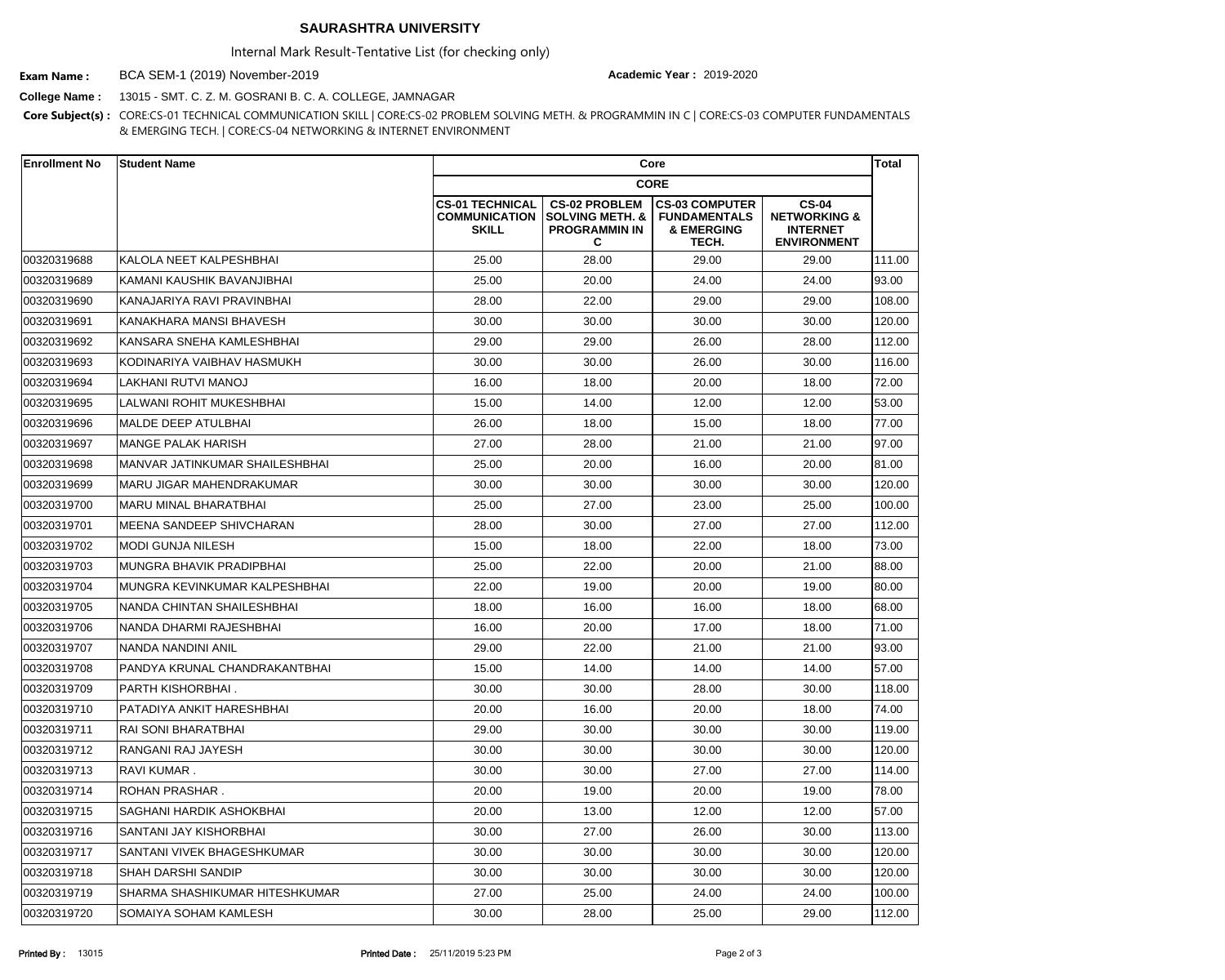**SAURASHTRA UNIVERSITY**

Internal Mark Result-Tentative List (for checking only)

**Exam Name :** BCA SEM-1 (2019) November-2019 **Academic Year :** 2019-2020

**College Name :** 13015 - SMT. C. Z. M. GOSRANI B. C. A. COLLEGE, JAMNAGAR

**Core Subject(s) :** CORE:CS-01 TECHNICAL COMMUNICATION SKILL | CORE:CS-02 PROBLEM SOLVING METH. & PROGRAMMIN IN C | CORE:CS-03 COMPUTER FUNDAMENTALS & EMERGING TECH. | CORE:CS-04 NETWORKING & INTERNET ENVIRONMENT

| Enrollment No | Student Name | Core | | | | Total |
|---|---|---|---|---|---|---|
| | | CORE | | | | |
| | | CS-01 TECHNICAL COMMUNICATION SKILL | CS-02 PROBLEM SOLVING METH. & PROGRAMMIN IN C | CS-03 COMPUTER FUNDAMENTALS & EMERGING TECH. | CS-04 NETWORKING & INTERNET ENVIRONMENT | |
| 00320319688 | KALOLA NEET KALPESHBHAI | 25.00 | 28.00 | 29.00 | 29.00 | 111.00 |
| 00320319689 | KAMANI KAUSHIK BAVANJIBHAI | 25.00 | 20.00 | 24.00 | 24.00 | 93.00 |
| 00320319690 | KANAJARIYA RAVI PRAVINBHAI | 28.00 | 22.00 | 29.00 | 29.00 | 108.00 |
| 00320319691 | KANAKHARA MANSI BHAVESH | 30.00 | 30.00 | 30.00 | 30.00 | 120.00 |
| 00320319692 | KANSARA SNEHA KAMLESHBHAI | 29.00 | 29.00 | 26.00 | 28.00 | 112.00 |
| 00320319693 | KODINARIYA VAIBHAV HASMUKH | 30.00 | 30.00 | 26.00 | 30.00 | 116.00 |
| 00320319694 | LAKHANI RUTVI MANOJ | 16.00 | 18.00 | 20.00 | 18.00 | 72.00 |
| 00320319695 | LALWANI ROHIT MUKESHBHAI | 15.00 | 14.00 | 12.00 | 12.00 | 53.00 |
| 00320319696 | MALDE DEEP ATULBHAI | 26.00 | 18.00 | 15.00 | 18.00 | 77.00 |
| 00320319697 | MANGE PALAK HARISH | 27.00 | 28.00 | 21.00 | 21.00 | 97.00 |
| 00320319698 | MANVAR JATINKUMAR SHAILESHBHAI | 25.00 | 20.00 | 16.00 | 20.00 | 81.00 |
| 00320319699 | MARU JIGAR MAHENDRAKUMAR | 30.00 | 30.00 | 30.00 | 30.00 | 120.00 |
| 00320319700 | MARU MINAL BHARATBHAI | 25.00 | 27.00 | 23.00 | 25.00 | 100.00 |
| 00320319701 | MEENA SANDEEP SHIVCHARAN | 28.00 | 30.00 | 27.00 | 27.00 | 112.00 |
| 00320319702 | MODI GUNJA NILESH | 15.00 | 18.00 | 22.00 | 18.00 | 73.00 |
| 00320319703 | MUNGRA BHAVIK PRADIPBHAI | 25.00 | 22.00 | 20.00 | 21.00 | 88.00 |
| 00320319704 | MUNGRA KEVINKUMAR KALPESHBHAI | 22.00 | 19.00 | 20.00 | 19.00 | 80.00 |
| 00320319705 | NANDA CHINTAN SHAILESHBHAI | 18.00 | 16.00 | 16.00 | 18.00 | 68.00 |
| 00320319706 | NANDA DHARMI RAJESHBHAI | 16.00 | 20.00 | 17.00 | 18.00 | 71.00 |
| 00320319707 | NANDA NANDINI ANIL | 29.00 | 22.00 | 21.00 | 21.00 | 93.00 |
| 00320319708 | PANDYA KRUNAL CHANDRAKANTBHAI | 15.00 | 14.00 | 14.00 | 14.00 | 57.00 |
| 00320319709 | PARTH KISHORBHAI . | 30.00 | 30.00 | 28.00 | 30.00 | 118.00 |
| 00320319710 | PATADIYA ANKIT HARESHBHAI | 20.00 | 16.00 | 20.00 | 18.00 | 74.00 |
| 00320319711 | RAI SONI BHARATBHAI | 29.00 | 30.00 | 30.00 | 30.00 | 119.00 |
| 00320319712 | RANGANI RAJ JAYESH | 30.00 | 30.00 | 30.00 | 30.00 | 120.00 |
| 00320319713 | RAVI KUMAR . | 30.00 | 30.00 | 27.00 | 27.00 | 114.00 |
| 00320319714 | ROHAN PRASHAR . | 20.00 | 19.00 | 20.00 | 19.00 | 78.00 |
| 00320319715 | SAGHANI HARDIK ASHOKBHAI | 20.00 | 13.00 | 12.00 | 12.00 | 57.00 |
| 00320319716 | SANTANI JAY KISHORBHAI | 30.00 | 27.00 | 26.00 | 30.00 | 113.00 |
| 00320319717 | SANTANI VIVEK BHAGESHKUMAR | 30.00 | 30.00 | 30.00 | 30.00 | 120.00 |
| 00320319718 | SHAH DARSHI SANDIP | 30.00 | 30.00 | 30.00 | 30.00 | 120.00 |
| 00320319719 | SHARMA SHASHIKUMAR HITESHKUMAR | 27.00 | 25.00 | 24.00 | 24.00 | 100.00 |
| 00320319720 | SOMAIYA SOHAM KAMLESH | 30.00 | 28.00 | 25.00 | 29.00 | 112.00 |

**Printed By :** 13015 **Printed Date :** 25/11/2019 5:23 PM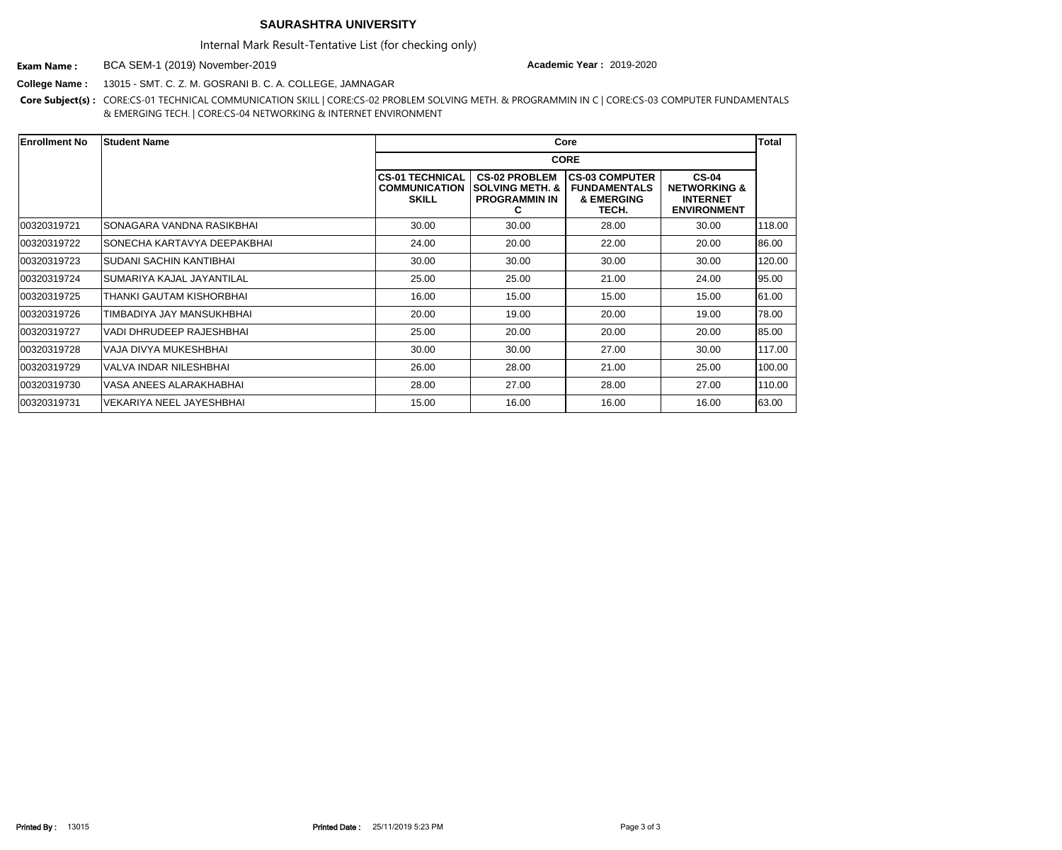# SAURASHTRA UNIVERSITY

Internal Mark Result-Tentative List (for checking only)

**Exam Name :** BCA SEM-1 (2019) November-2019 **Academic Year :** 2019-2020

**College Name :** 13015 - SMT. C. Z. M. GOSRANI B. C. A. COLLEGE, JAMNAGAR

**Core Subject(s) :** CORE:CS-01 TECHNICAL COMMUNICATION SKILL | CORE:CS-02 PROBLEM SOLVING METH. & PROGRAMMIN IN C | CORE:CS-03 COMPUTER FUNDAMENTALS & EMERGING TECH. | CORE:CS-04 NETWORKING & INTERNET ENVIRONMENT

| Enrollment No | Student Name | Core | | | | Total |
|---|---|---|---|---|---|---|
| | | CORE | | | | |
| | | CS-01 TECHNICAL COMMUNICATION SKILL | CS-02 PROBLEM SOLVING METH. & PROGRAMMIN IN C | CS-03 COMPUTER FUNDAMENTALS & EMERGING TECH. | CS-04 NETWORKING & INTERNET ENVIRONMENT | |
| 00320319721 | SONAGARA VANDNA RASIKBHAI | 30.00 | 30.00 | 28.00 | 30.00 | 118.00 |
| 00320319722 | SONECHA KARTAVYA DEEPAKBHAI | 24.00 | 20.00 | 22.00 | 20.00 | 86.00 |
| 00320319723 | SUDANI SACHIN KANTIBHAI | 30.00 | 30.00 | 30.00 | 30.00 | 120.00 |
| 00320319724 | SUMARIYA KAJAL JAYANTILAL | 25.00 | 25.00 | 21.00 | 24.00 | 95.00 |
| 00320319725 | THANKI GAUTAM KISHORBHAI | 16.00 | 15.00 | 15.00 | 15.00 | 61.00 |
| 00320319726 | TIMBADIYA JAY MANSUKHBHAI | 20.00 | 19.00 | 20.00 | 19.00 | 78.00 |
| 00320319727 | VADI DHRUDEEP RAJESHBHAI | 25.00 | 20.00 | 20.00 | 20.00 | 85.00 |
| 00320319728 | VAJA DIVYA MUKESHBHAI | 30.00 | 30.00 | 27.00 | 30.00 | 117.00 |
| 00320319729 | VALVA INDAR NILESHBHAI | 26.00 | 28.00 | 21.00 | 25.00 | 100.00 |
| 00320319730 | VASA ANEES ALARAKHABHAI | 28.00 | 27.00 | 28.00 | 27.00 | 110.00 |
| 00320319731 | VEKARIYA NEEL JAYESHBHAI | 15.00 | 16.00 | 16.00 | 16.00 | 63.00 |

**Printed By :** 13015 **Printed Date :** 25/11/2019 5:23 PM